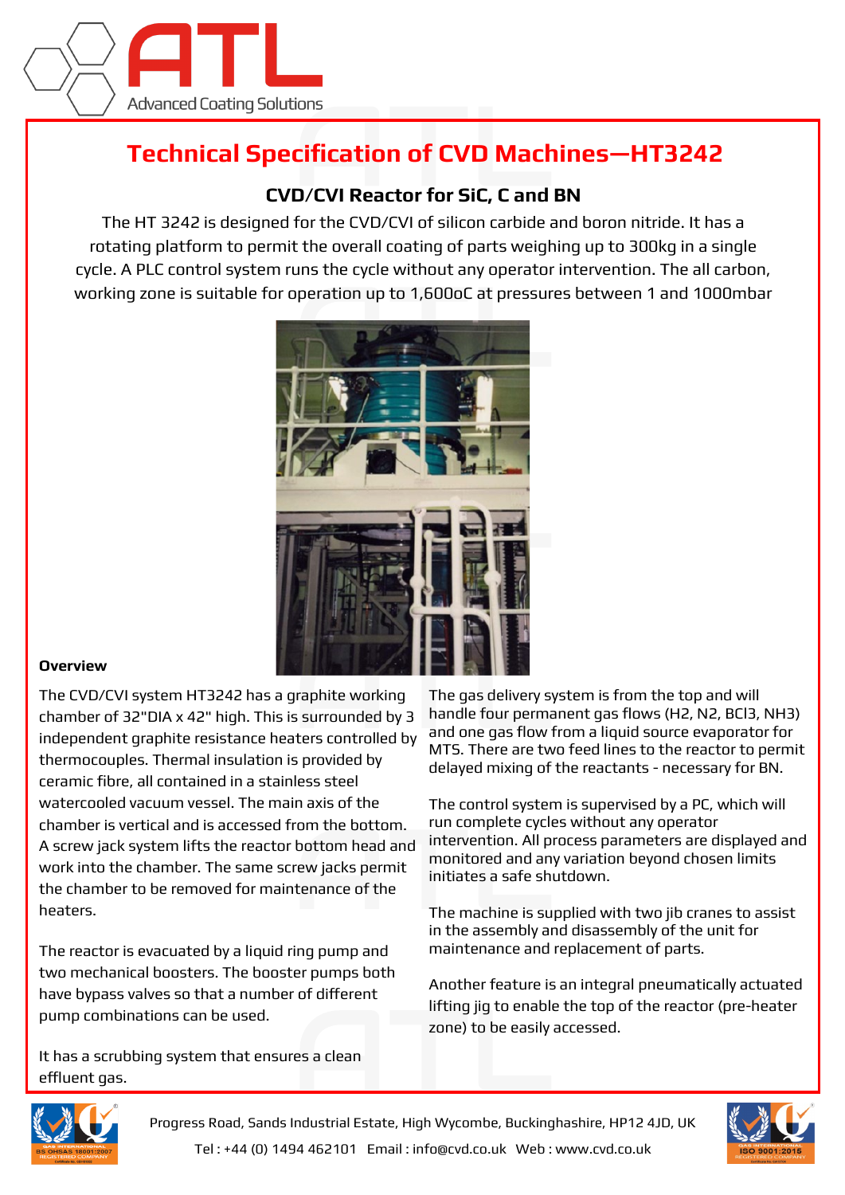# Technical Specification of CVD Machines—HT3242

## CVD/CVI Reactor for SiC, C and BN

The HT 3242 is designed for the CVD/CVI of silicon carbide and boron nitride. It has a rotating platform to permit the overall coating of parts weighing up to 300kg in a single cycle. A PLC control system runs the cycle without any operator intervention. The all carbon, working zone is suitable for operation up to 1,600oC at pressures between 1 and 1000mbar

**Overview**

The CVD/CVI system HT3242 has a graphite working chamber of 32"DIA x 42" high. This is surrounded by 3 independent graphite resistance heaters controlled by thermocouples. Thermal insulation is provided by ceramic fibre, all contained in a stainless steel watercooled vacuum vessel. The main axis of the chamber is vertical and is accessed from the bottom. A screw jack system lifts the reactor bottom head and work into the chamber. The same screw jacks permit the chamber to be removed for maintenance of the heaters.

The reactor is evacuated by a liquid ring pump and two mechanical boosters. The booster pumps both have bypass valves so that a number of different pump combinations can be used.

It has a scrubbing system that ensures a clean effluent gas.

The gas delivery system is from the top and will handle four permanent gas flows ($H_2$, $N_2$, $BCl_3$, $NH_3$) and one gas flow from a liquid source evaporator for MTS. There are two feed lines to the reactor to permit delayed mixing of the reactants - necessary for BN.

The control system is supervised by a PC, which will run complete cycles without any operator intervention. All process parameters are displayed and monitored and any variation beyond chosen limits initiates a safe shutdown.

The machine is supplied with two jib cranes to assist in the assembly and disassembly of the unit for maintenance and replacement of parts.

Another feature is an integral pneumatically actuated lifting jig to enable the top of the reactor (pre-heater zone) to be easily accessed.

Progress Road, Sands Industrial Estate, High Wycombe, Buckinghashire, HP12 4JD, UK

Tel : +44 (0) 1494 462101 Email : info@cvd.co.uk Web : www.cvd.co.uk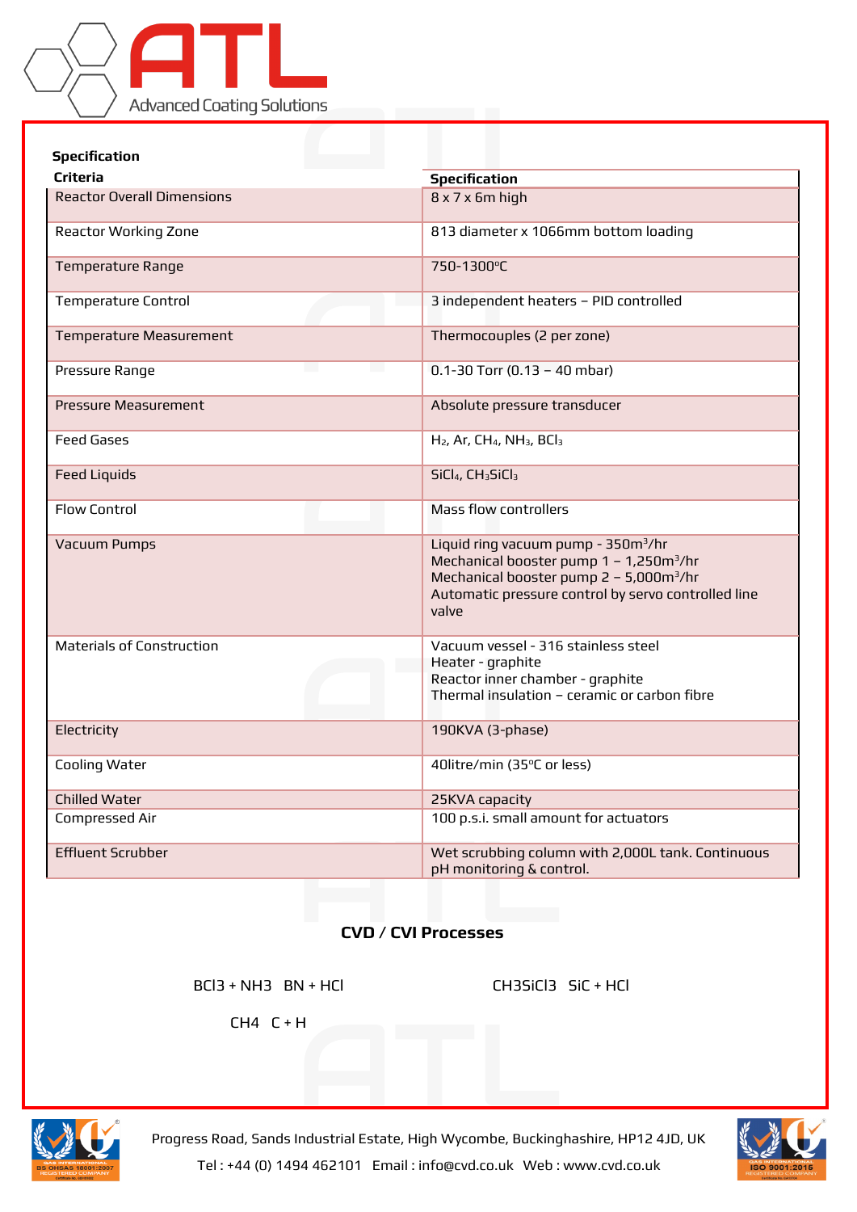| Specification Criteria | Specification |
| --- | --- |
| Reactor Overall Dimensions | 8 x 7 x 6m high |
| Reactor Working Zone | 813 diameter x 1066mm bottom loading |
| Temperature Range | 750-1300°C |
| Temperature Control | 3 independent heaters – PID controlled |
| Temperature Measurement | Thermocouples (2 per zone) |
| Pressure Range | 0.1-30 Torr (0.13 – 40 mbar) |
| Pressure Measurement | Absolute pressure transducer |
| Feed Gases | $H_2$, Ar, $CH_4$, $NH_3$, $BCl_3$ |
| Feed Liquids | $SiCl_4$, $CH_3SiCl_3$ |
| Flow Control | Mass flow controllers |
| Vacuum Pumps | Liquid ring vacuum pump - 350m³/hr<br>Mechanical booster pump 1 – 1,250m³/hr<br>Mechanical booster pump 2 – 5,000m³/hr<br>Automatic pressure control by servo controlled line valve |
| Materials of Construction | Vacuum vessel - 316 stainless steel<br>Heater - graphite<br>Reactor inner chamber - graphite<br>Thermal insulation – ceramic or carbon fibre |
| Electricity | 190KVA (3-phase) |
| Cooling Water | 40litre/min (35°C or less) |
| Chilled Water | 25KVA capacity |
| Compressed Air | 100 p.s.i. small amount for actuators |
| Effluent Scrubber | Wet scrubbing column with 2,000L tank. Continuous pH monitoring & control. |

## CVD / CVI Processes

BCl3 + NH3 BN + HCl

CH3SiCl3 SiC + HCl

CH4 C + H